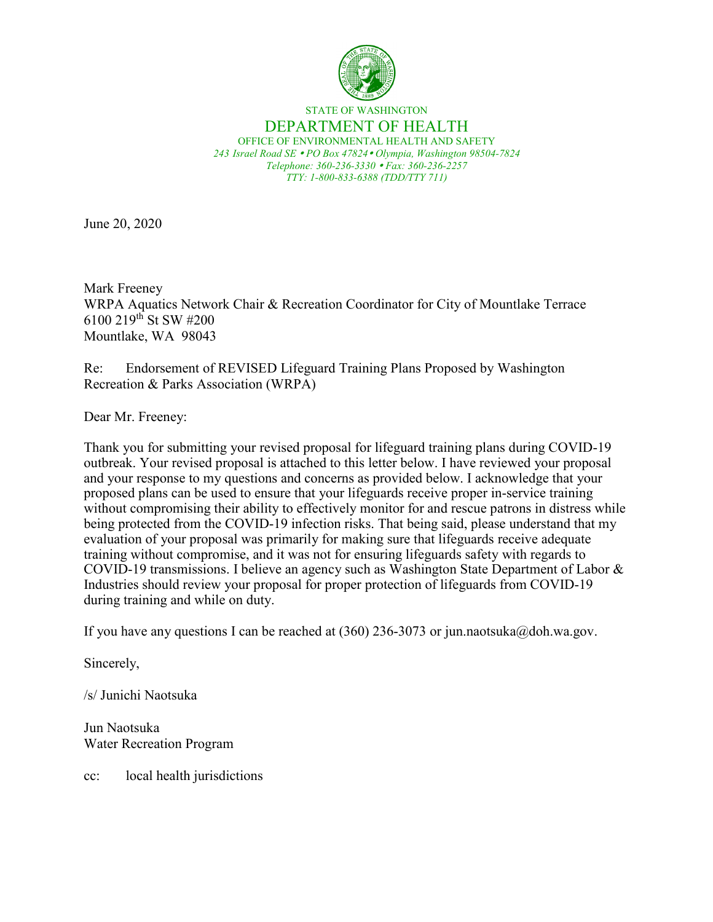STATE OF WASHINGTON

DEPARTMENT OF HEALTH

OFFICE OF ENVIRONMENTAL HEALTH AND SAFETY

*243 Israel Road SE • PO Box 47824 • Olympia, Washington 98504-7824*

*Telephone: 360-236-3330 • Fax: 360-236-2257*

*TTY: 1-800-833-6388 (TDD/TTY 711)*

June 20, 2020

Mark Freeney
WRPA Aquatics Network Chair & Recreation Coordinator for City of Mountlake Terrace
6100 219th St SW #200
Mountlake, WA 98043

Re: Endorsement of REVISED Lifeguard Training Plans Proposed by Washington Recreation & Parks Association (WRPA)

Dear Mr. Freeney:

Thank you for submitting your revised proposal for lifeguard training plans during COVID-19 outbreak. Your revised proposal is attached to this letter below. I have reviewed your proposal and your response to my questions and concerns as provided below. I acknowledge that your proposed plans can be used to ensure that your lifeguards receive proper in-service training without compromising their ability to effectively monitor for and rescue patrons in distress while being protected from the COVID-19 infection risks. That being said, please understand that my evaluation of your proposal was primarily for making sure that lifeguards receive adequate training without compromise, and it was not for ensuring lifeguards safety with regards to COVID-19 transmissions. I believe an agency such as Washington State Department of Labor & Industries should review your proposal for proper protection of lifeguards from COVID-19 during training and while on duty.

If you have any questions I can be reached at (360) 236-3073 or jun.naotsuka@doh.wa.gov.

Sincerely,

/s/ Junichi Naotsuka

Jun Naotsuka
Water Recreation Program

cc: local health jurisdictions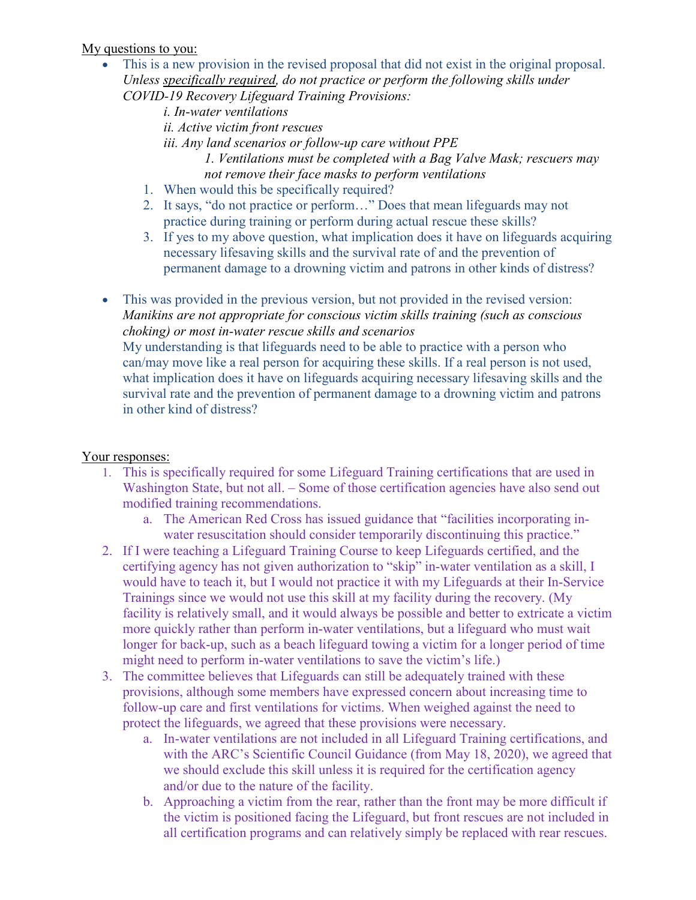<u>My questions to you:</u>

- This is a new provision in the revised proposal that did not exist in the original proposal. *Unless <u>specifically required</u>, do not practice or perform the following skills under COVID-19 Recovery Lifeguard Training Provisions:*
  - *i. In-water ventilations*
  - *ii. Active victim front rescues*
  - *iii. Any land scenarios or follow-up care without PPE*
    - *1. Ventilations must be completed with a Bag Valve Mask; rescuers may not remove their face masks to perform ventilations*

  1. When would this be specifically required?
  2. It says, "do not practice or perform…" Does that mean lifeguards may not practice during training or perform during actual rescue these skills?
  3. If yes to my above question, what implication does it have on lifeguards acquiring necessary lifesaving skills and the survival rate of and the prevention of permanent damage to a drowning victim and patrons in other kinds of distress?

- This was provided in the previous version, but not provided in the revised version: *Manikins are not appropriate for conscious victim skills training (such as conscious choking) or most in-water rescue skills and scenarios*
  My understanding is that lifeguards need to be able to practice with a person who can/may move like a real person for acquiring these skills. If a real person is not used, what implication does it have on lifeguards acquiring necessary lifesaving skills and the survival rate and the prevention of permanent damage to a drowning victim and patrons in other kind of distress?

<u>Your responses:</u>

1. This is specifically required for some Lifeguard Training certifications that are used in Washington State, but not all. – Some of those certification agencies have also send out modified training recommendations.
   a. The American Red Cross has issued guidance that "facilities incorporating in-water resuscitation should consider temporarily discontinuing this practice."
2. If I were teaching a Lifeguard Training Course to keep Lifeguards certified, and the certifying agency has not given authorization to "skip" in-water ventilation as a skill, I would have to teach it, but I would not practice it with my Lifeguards at their In-Service Trainings since we would not use this skill at my facility during the recovery. (My facility is relatively small, and it would always be possible and better to extricate a victim more quickly rather than perform in-water ventilations, but a lifeguard who must wait longer for back-up, such as a beach lifeguard towing a victim for a longer period of time might need to perform in-water ventilations to save the victim's life.)
3. The committee believes that Lifeguards can still be adequately trained with these provisions, although some members have expressed concern about increasing time to follow-up care and first ventilations for victims. When weighed against the need to protect the lifeguards, we agreed that these provisions were necessary.
   a. In-water ventilations are not included in all Lifeguard Training certifications, and with the ARC's Scientific Council Guidance (from May 18, 2020), we agreed that we should exclude this skill unless it is required for the certification agency and/or due to the nature of the facility.
   b. Approaching a victim from the rear, rather than the front may be more difficult if the victim is positioned facing the Lifeguard, but front rescues are not included in all certification programs and can relatively simply be replaced with rear rescues.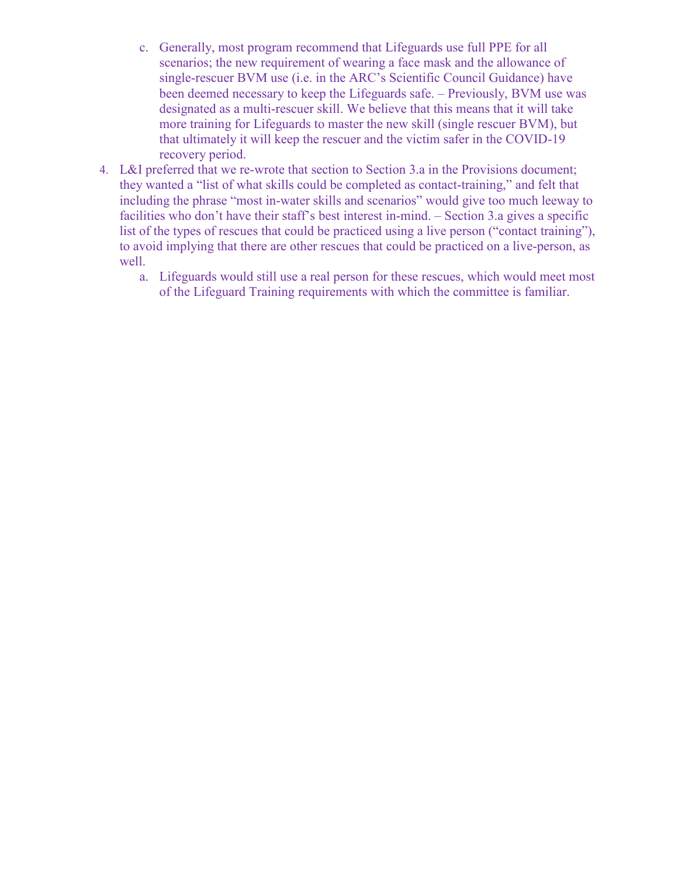c. Generally, most program recommend that Lifeguards use full PPE for all scenarios; the new requirement of wearing a face mask and the allowance of single-rescuer BVM use (i.e. in the ARC's Scientific Council Guidance) have been deemed necessary to keep the Lifeguards safe. – Previously, BVM use was designated as a multi-rescuer skill. We believe that this means that it will take more training for Lifeguards to master the new skill (single rescuer BVM), but that ultimately it will keep the rescuer and the victim safer in the COVID-19 recovery period.

4. L&I preferred that we re-wrote that section to Section 3.a in the Provisions document; they wanted a "list of what skills could be completed as contact-training," and felt that including the phrase "most in-water skills and scenarios" would give too much leeway to facilities who don't have their staff's best interest in-mind. – Section 3.a gives a specific list of the types of rescues that could be practiced using a live person ("contact training"), to avoid implying that there are other rescues that could be practiced on a live-person, as well.
   a. Lifeguards would still use a real person for these rescues, which would meet most of the Lifeguard Training requirements with which the committee is familiar.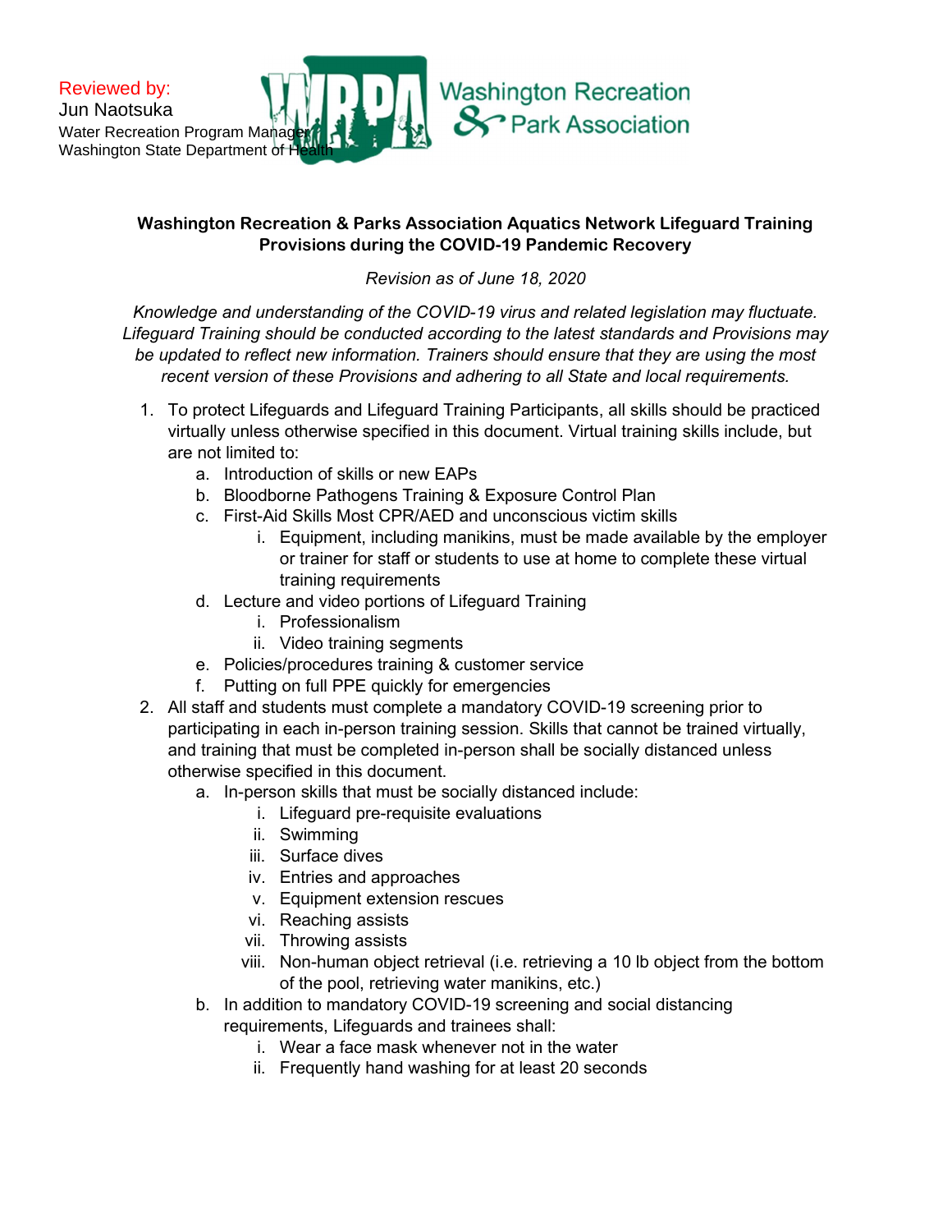Reviewed by:
Jun Naotsuka
Water Recreation Program Manager
Washington State Department of Health

Washington Recreation & Park Association

**Washington Recreation & Parks Association Aquatics Network Lifeguard Training Provisions during the COVID-19 Pandemic Recovery**

*Revision as of June 18, 2020*

*Knowledge and understanding of the COVID-19 virus and related legislation may fluctuate. Lifeguard Training should be conducted according to the latest standards and Provisions may be updated to reflect new information. Trainers should ensure that they are using the most recent version of these Provisions and adhering to all State and local requirements.*

1. To protect Lifeguards and Lifeguard Training Participants, all skills should be practiced virtually unless otherwise specified in this document. Virtual training skills include, but are not limited to:
    a. Introduction of skills or new EAPs
    b. Bloodborne Pathogens Training & Exposure Control Plan
    c. First-Aid Skills Most CPR/AED and unconscious victim skills
        i. Equipment, including manikins, must be made available by the employer or trainer for staff or students to use at home to complete these virtual training requirements
    d. Lecture and video portions of Lifeguard Training
        i. Professionalism
        ii. Video training segments
    e. Policies/procedures training & customer service
    f. Putting on full PPE quickly for emergencies
2. All staff and students must complete a mandatory COVID-19 screening prior to participating in each in-person training session. Skills that cannot be trained virtually, and training that must be completed in-person shall be socially distanced unless otherwise specified in this document.
    a. In-person skills that must be socially distanced include:
        i. Lifeguard pre-requisite evaluations
        ii. Swimming
        iii. Surface dives
        iv. Entries and approaches
        v. Equipment extension rescues
        vi. Reaching assists
        vii. Throwing assists
        viii. Non-human object retrieval (i.e. retrieving a 10 lb object from the bottom of the pool, retrieving water manikins, etc.)
    b. In addition to mandatory COVID-19 screening and social distancing requirements, Lifeguards and trainees shall:
        i. Wear a face mask whenever not in the water
        ii. Frequently hand washing for at least 20 seconds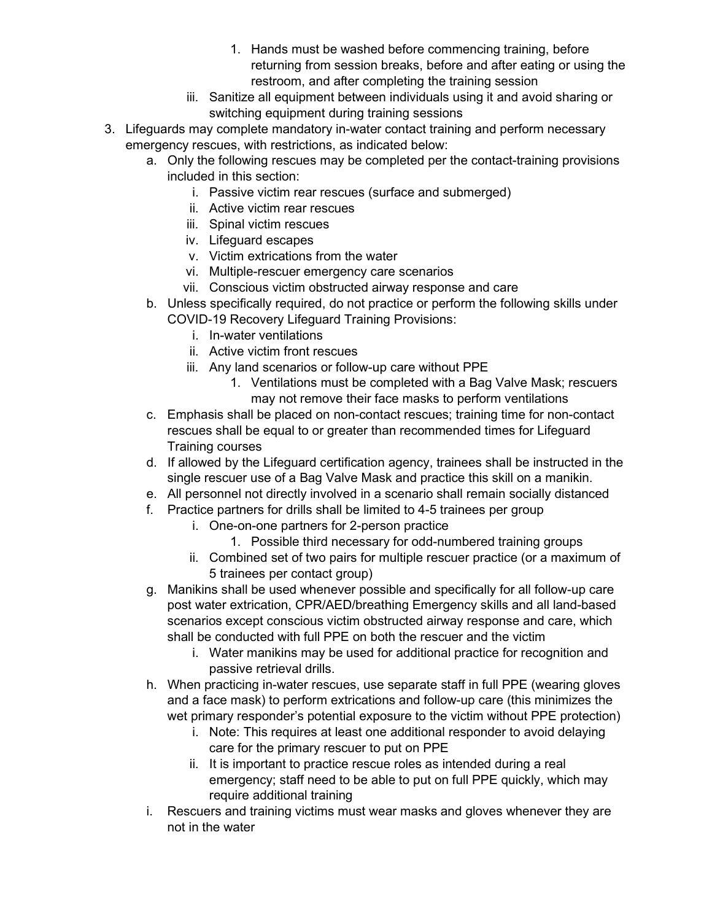1. Hands must be washed before commencing training, before returning from session breaks, before and after eating or using the restroom, and after completing the training session
   iii. Sanitize all equipment between individuals using it and avoid sharing or switching equipment during training sessions

3. Lifeguards may complete mandatory in-water contact training and perform necessary emergency rescues, with restrictions, as indicated below:
   a. Only the following rescues may be completed per the contact-training provisions included in this section:
      i. Passive victim rear rescues (surface and submerged)
      ii. Active victim rear rescues
      iii. Spinal victim rescues
      iv. Lifeguard escapes
      v. Victim extrications from the water
      vi. Multiple-rescuer emergency care scenarios
      vii. Conscious victim obstructed airway response and care
   b. Unless specifically required, do not practice or perform the following skills under COVID-19 Recovery Lifeguard Training Provisions:
      i. In-water ventilations
      ii. Active victim front rescues
      iii. Any land scenarios or follow-up care without PPE
         1. Ventilations must be completed with a Bag Valve Mask; rescuers may not remove their face masks to perform ventilations
   c. Emphasis shall be placed on non-contact rescues; training time for non-contact rescues shall be equal to or greater than recommended times for Lifeguard Training courses
   d. If allowed by the Lifeguard certification agency, trainees shall be instructed in the single rescuer use of a Bag Valve Mask and practice this skill on a manikin.
   e. All personnel not directly involved in a scenario shall remain socially distanced
   f. Practice partners for drills shall be limited to 4-5 trainees per group
      i. One-on-one partners for 2-person practice
         1. Possible third necessary for odd-numbered training groups
      ii. Combined set of two pairs for multiple rescuer practice (or a maximum of 5 trainees per contact group)
   g. Manikins shall be used whenever possible and specifically for all follow-up care post water extrication, CPR/AED/breathing Emergency skills and all land-based scenarios except conscious victim obstructed airway response and care, which shall be conducted with full PPE on both the rescuer and the victim
      i. Water manikins may be used for additional practice for recognition and passive retrieval drills.
   h. When practicing in-water rescues, use separate staff in full PPE (wearing gloves and a face mask) to perform extrications and follow-up care (this minimizes the wet primary responder's potential exposure to the victim without PPE protection)
      i. Note: This requires at least one additional responder to avoid delaying care for the primary rescuer to put on PPE
      ii. It is important to practice rescue roles as intended during a real emergency; staff need to be able to put on full PPE quickly, which may require additional training
   i. Rescuers and training victims must wear masks and gloves whenever they are not in the water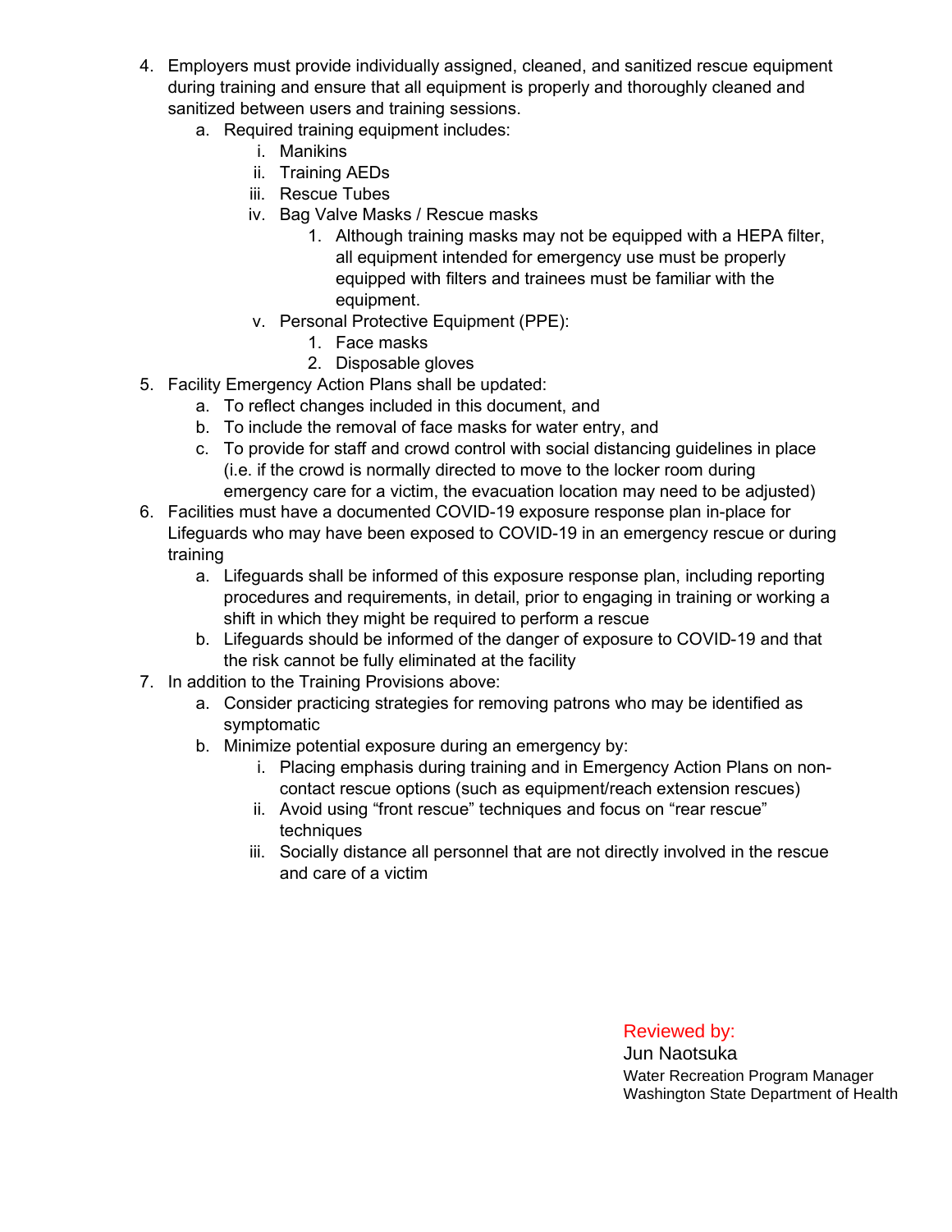4. Employers must provide individually assigned, cleaned, and sanitized rescue equipment during training and ensure that all equipment is properly and thoroughly cleaned and sanitized between users and training sessions.
    a. Required training equipment includes:
        i. Manikins
        ii. Training AEDs
        iii. Rescue Tubes
        iv. Bag Valve Masks / Rescue masks
            1. Although training masks may not be equipped with a HEPA filter, all equipment intended for emergency use must be properly equipped with filters and trainees must be familiar with the equipment.
        v. Personal Protective Equipment (PPE):
            1. Face masks
            2. Disposable gloves
5. Facility Emergency Action Plans shall be updated:
    a. To reflect changes included in this document, and
    b. To include the removal of face masks for water entry, and
    c. To provide for staff and crowd control with social distancing guidelines in place (i.e. if the crowd is normally directed to move to the locker room during emergency care for a victim, the evacuation location may need to be adjusted)
6. Facilities must have a documented COVID-19 exposure response plan in-place for Lifeguards who may have been exposed to COVID-19 in an emergency rescue or during training
    a. Lifeguards shall be informed of this exposure response plan, including reporting procedures and requirements, in detail, prior to engaging in training or working a shift in which they might be required to perform a rescue
    b. Lifeguards should be informed of the danger of exposure to COVID-19 and that the risk cannot be fully eliminated at the facility
7. In addition to the Training Provisions above:
    a. Consider practicing strategies for removing patrons who may be identified as symptomatic
    b. Minimize potential exposure during an emergency by:
        i. Placing emphasis during training and in Emergency Action Plans on non-contact rescue options (such as equipment/reach extension rescues)
        ii. Avoid using "front rescue" techniques and focus on "rear rescue" techniques
        iii. Socially distance all personnel that are not directly involved in the rescue and care of a victim

Reviewed by:
Jun Naotsuka
Water Recreation Program Manager
Washington State Department of Health